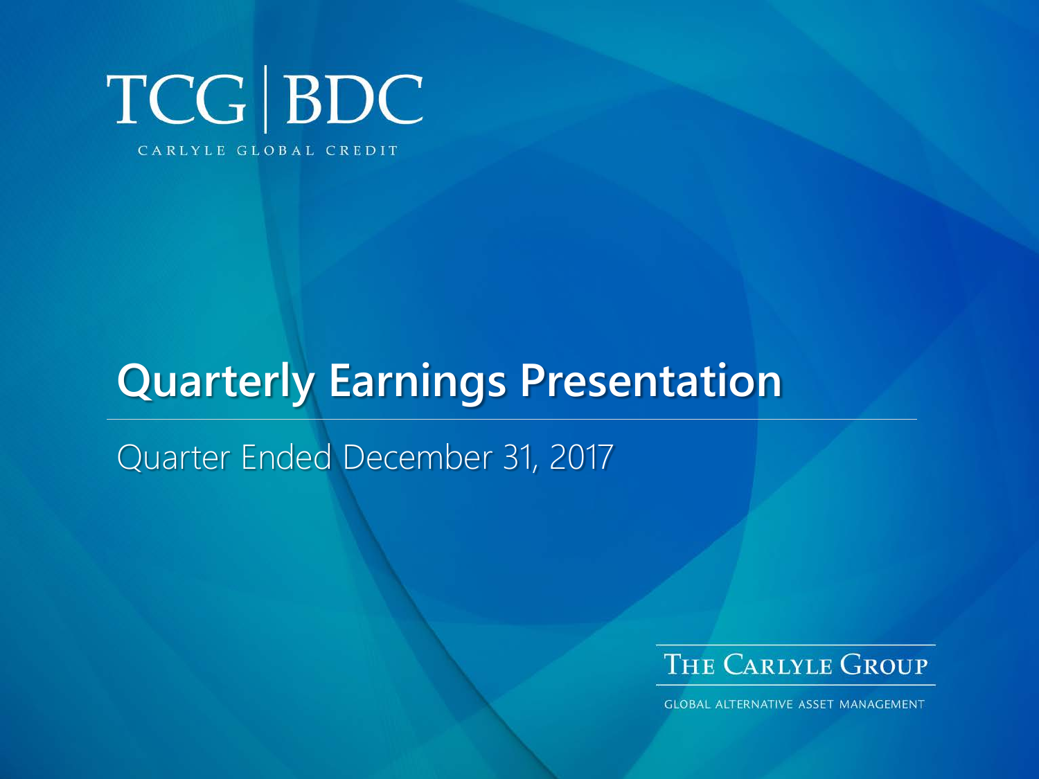# TCG | BDC

CARLYLE GLOBAL CREDIT

## Quarterly Earnings Presentation

Quarter Ended December 31, 2017

THE CARLYLE GROUP

GLOBAL ALTERNATIVE ASSET MANAGEMENT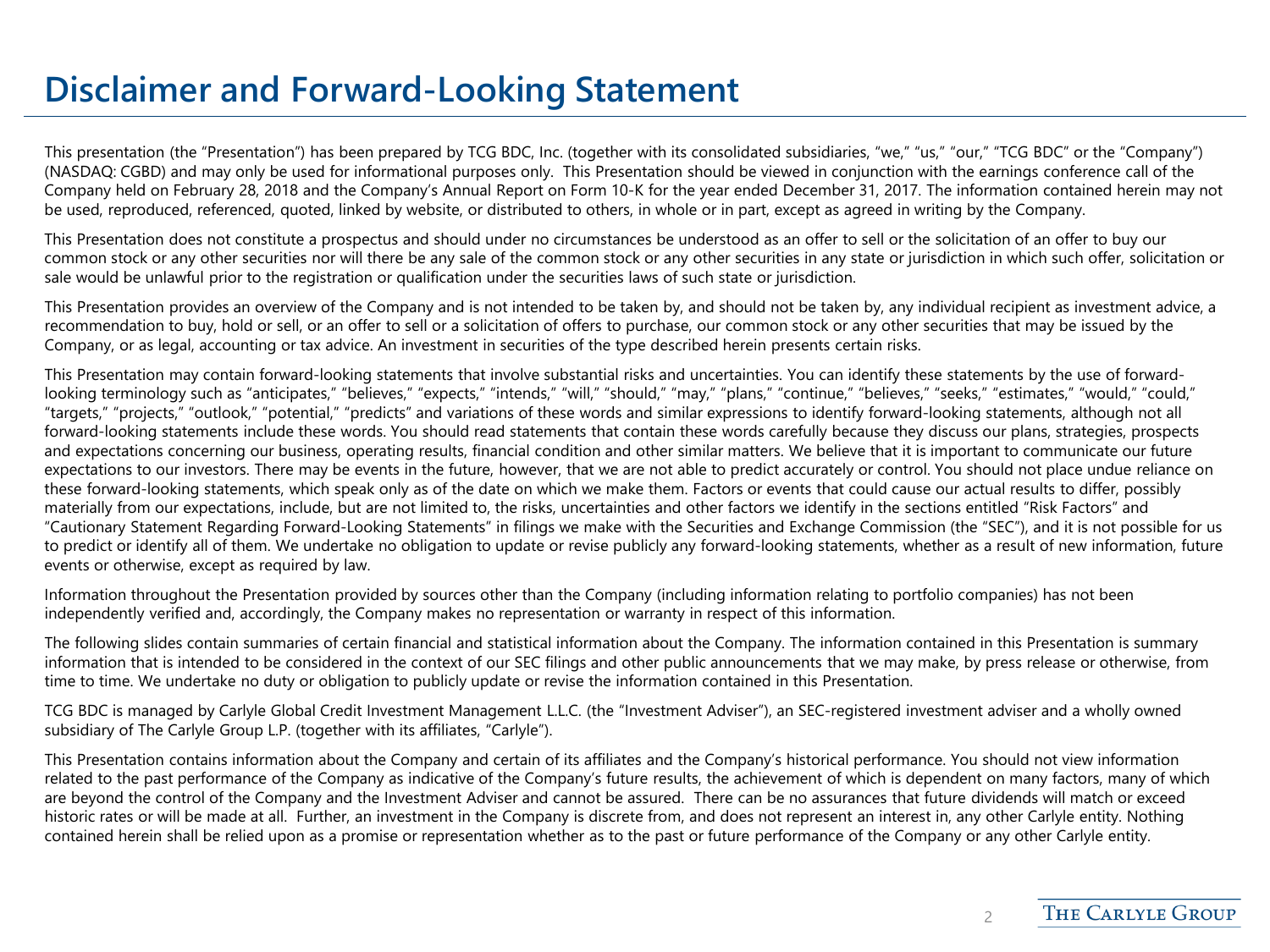# Disclaimer and Forward-Looking Statement

This presentation (the "Presentation") has been prepared by TCG BDC, Inc. (together with its consolidated subsidiaries, "we," "us," "our," "TCG BDC" or the "Company") (NASDAQ: CGBD) and may only be used for informational purposes only. This Presentation should be viewed in conjunction with the earnings conference call of the Company held on February 28, 2018 and the Company's Annual Report on Form 10-K for the year ended December 31, 2017. The information contained herein may not be used, reproduced, referenced, quoted, linked by website, or distributed to others, in whole or in part, except as agreed in writing by the Company.

This Presentation does not constitute a prospectus and should under no circumstances be understood as an offer to sell or the solicitation of an offer to buy our common stock or any other securities nor will there be any sale of the common stock or any other securities in any state or jurisdiction in which such offer, solicitation or sale would be unlawful prior to the registration or qualification under the securities laws of such state or jurisdiction.

This Presentation provides an overview of the Company and is not intended to be taken by, and should not be taken by, any individual recipient as investment advice, a recommendation to buy, hold or sell, or an offer to sell or a solicitation of offers to purchase, our common stock or any other securities that may be issued by the Company, or as legal, accounting or tax advice. An investment in securities of the type described herein presents certain risks.

This Presentation may contain forward-looking statements that involve substantial risks and uncertainties. You can identify these statements by the use of forward-looking terminology such as "anticipates," "believes," "expects," "intends," "will," "should," "may," "plans," "continue," "believes," "seeks," "estimates," "would," "could," "targets," "projects," "outlook," "potential," "predicts" and variations of these words and similar expressions to identify forward-looking statements, although not all forward-looking statements include these words. You should read statements that contain these words carefully because they discuss our plans, strategies, prospects and expectations concerning our business, operating results, financial condition and other similar matters. We believe that it is important to communicate our future expectations to our investors. There may be events in the future, however, that we are not able to predict accurately or control. You should not place undue reliance on these forward-looking statements, which speak only as of the date on which we make them. Factors or events that could cause our actual results to differ, possibly materially from our expectations, include, but are not limited to, the risks, uncertainties and other factors we identify in the sections entitled "Risk Factors" and "Cautionary Statement Regarding Forward-Looking Statements" in filings we make with the Securities and Exchange Commission (the "SEC"), and it is not possible for us to predict or identify all of them. We undertake no obligation to update or revise publicly any forward-looking statements, whether as a result of new information, future events or otherwise, except as required by law.

Information throughout the Presentation provided by sources other than the Company (including information relating to portfolio companies) has not been independently verified and, accordingly, the Company makes no representation or warranty in respect of this information.

The following slides contain summaries of certain financial and statistical information about the Company. The information contained in this Presentation is summary information that is intended to be considered in the context of our SEC filings and other public announcements that we may make, by press release or otherwise, from time to time. We undertake no duty or obligation to publicly update or revise the information contained in this Presentation.

TCG BDC is managed by Carlyle Global Credit Investment Management L.L.C. (the "Investment Adviser"), an SEC-registered investment adviser and a wholly owned subsidiary of The Carlyle Group L.P. (together with its affiliates, "Carlyle").

This Presentation contains information about the Company and certain of its affiliates and the Company's historical performance. You should not view information related to the past performance of the Company as indicative of the Company's future results, the achievement of which is dependent on many factors, many of which are beyond the control of the Company and the Investment Adviser and cannot be assured. There can be no assurances that future dividends will match or exceed historic rates or will be made at all. Further, an investment in the Company is discrete from, and does not represent an interest in, any other Carlyle entity. Nothing contained herein shall be relied upon as a promise or representation whether as to the past or future performance of the Company or any other Carlyle entity.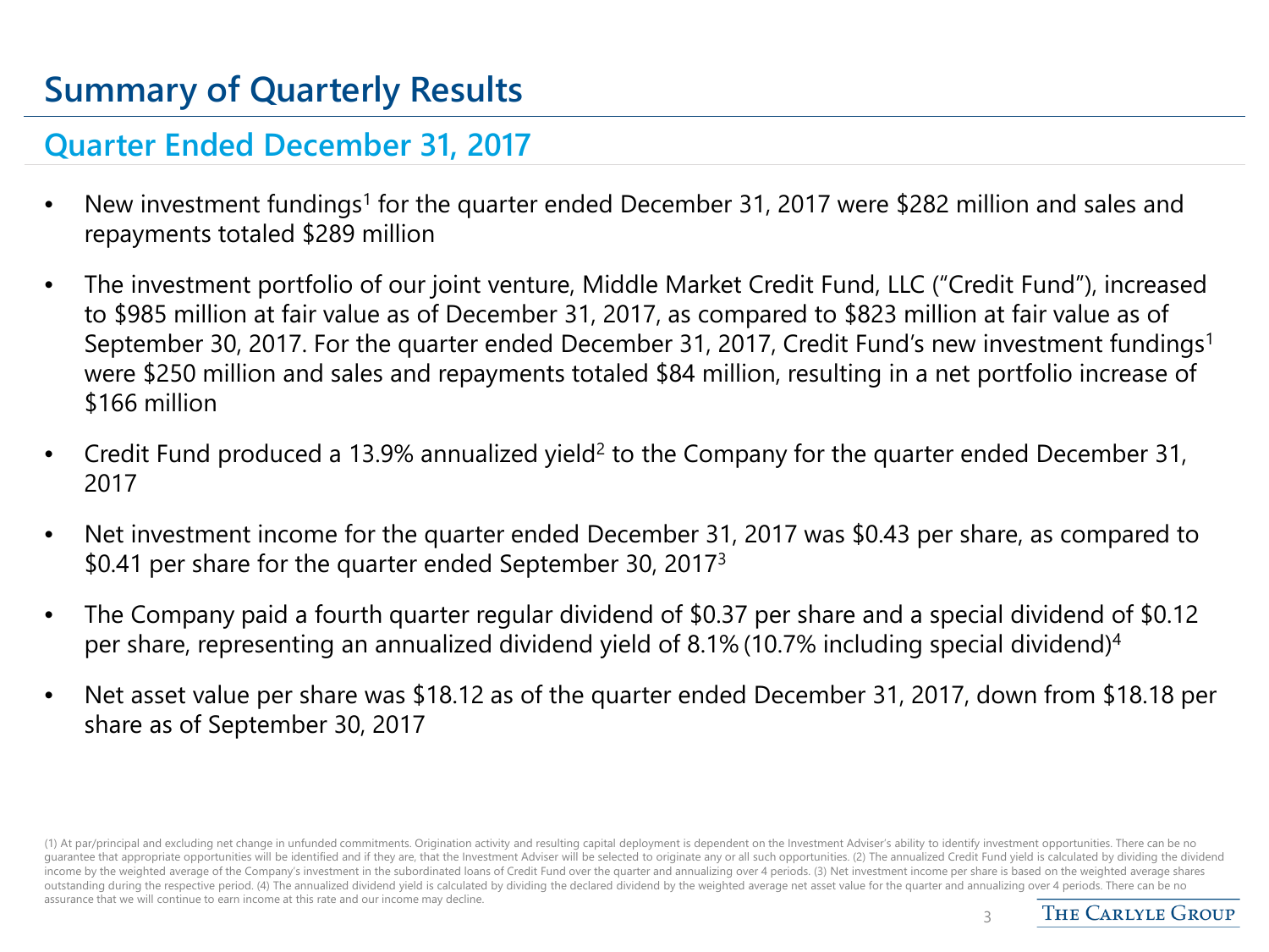# Summary of Quarterly Results

## Quarter Ended December 31, 2017

- New investment fundings[1] for the quarter ended December 31, 2017 were $282 million and sales and repayments totaled $289 million
- The investment portfolio of our joint venture, Middle Market Credit Fund, LLC ("Credit Fund"), increased to $985 million at fair value as of December 31, 2017, as compared to $823 million at fair value as of September 30, 2017. For the quarter ended December 31, 2017, Credit Fund's new investment fundings[1] were $250 million and sales and repayments totaled $84 million, resulting in a net portfolio increase of $166 million
- Credit Fund produced a 13.9% annualized yield[2] to the Company for the quarter ended December 31, 2017
- Net investment income for the quarter ended December 31, 2017 was $0.43 per share, as compared to $0.41 per share for the quarter ended September 30, 2017[3]
- The Company paid a fourth quarter regular dividend of $0.37 per share and a special dividend of $0.12 per share, representing an annualized dividend yield of 8.1% (10.7% including special dividend)[4]
- Net asset value per share was $18.12 as of the quarter ended December 31, 2017, down from $18.18 per share as of September 30, 2017

(1) At par/principal and excluding net change in unfunded commitments. Origination activity and resulting capital deployment is dependent on the Investment Adviser's ability to identify investment opportunities. There can be no guarantee that appropriate opportunities will be identified and if they are, that the Investment Adviser will be selected to originate any or all such opportunities. (2) The annualized Credit Fund yield is calculated by dividing the dividend income by the weighted average of the Company's investment in the subordinated loans of Credit Fund over the quarter and annualizing over 4 periods. (3) Net investment income per share is based on the weighted average shares outstanding during the respective period. (4) The annualized dividend yield is calculated by dividing the declared dividend by the weighted average net asset value for the quarter and annualizing over 4 periods. There can be no assurance that we will continue to earn income at this rate and our income may decline.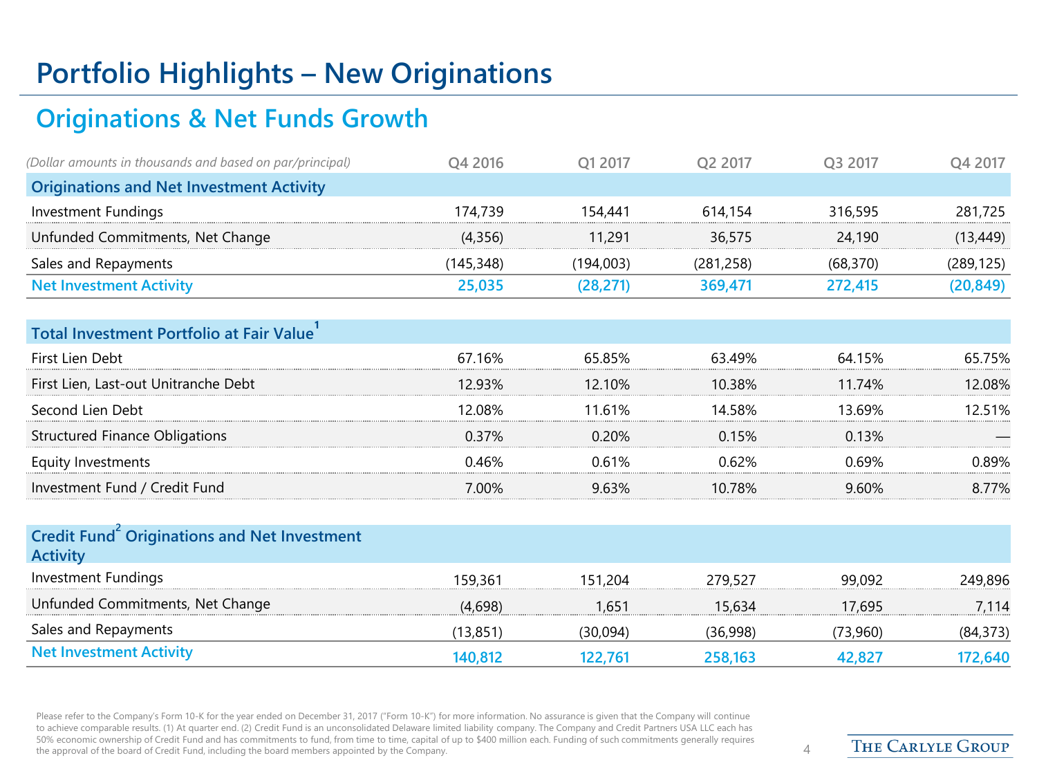# Portfolio Highlights – New Originations

## Originations & Net Funds Growth

| *(Dollar amounts in thousands and based on par/principal)* | Q4 2016 | Q1 2017 | Q2 2017 | Q3 2017 | Q4 2017 |
|---|---|---|---|---|---|
| **Originations and Net Investment Activity** | | | | | |
| Investment Fundings | 174,739 | 154,441 | 614,154 | 316,595 | 281,725 |
| Unfunded Commitments, Net Change | (4,356) | 11,291 | 36,575 | 24,190 | (13,449) |
| Sales and Repayments | (145,348) | (194,003) | (281,258) | (68,370) | (289,125) |
| **Net Investment Activity** | **25,035** | **(28,271)** | **369,471** | **272,415** | **(20,849)** |
| **Total Investment Portfolio at Fair Value[1]** | | | | | |
| First Lien Debt | 67.16% | 65.85% | 63.49% | 64.15% | 65.75% |
| First Lien, Last-out Unitranche Debt | 12.93% | 12.10% | 10.38% | 11.74% | 12.08% |
| Second Lien Debt | 12.08% | 11.61% | 14.58% | 13.69% | 12.51% |
| Structured Finance Obligations | 0.37% | 0.20% | 0.15% | 0.13% | — |
| Equity Investments | 0.46% | 0.61% | 0.62% | 0.69% | 0.89% |
| Investment Fund / Credit Fund | 7.00% | 9.63% | 10.78% | 9.60% | 8.77% |
| **Credit Fund[2] Originations and Net Investment Activity** | | | | | |
| Investment Fundings | 159,361 | 151,204 | 279,527 | 99,092 | 249,896 |
| Unfunded Commitments, Net Change | (4,698) | 1,651 | 15,634 | 17,695 | 7,114 |
| Sales and Repayments | (13,851) | (30,094) | (36,998) | (73,960) | (84,373) |
| **Net Investment Activity** | **140,812** | **122,761** | **258,163** | **42,827** | **172,640** |

Please refer to the Company's Form 10-K for the year ended on December 31, 2017 ("Form 10-K") for more information. No assurance is given that the Company will continue to achieve comparable results. (1) At quarter end. (2) Credit Fund is an unconsolidated Delaware limited liability company. The Company and Credit Partners USA LLC each has 50% economic ownership of Credit Fund and has commitments to fund, from time to time, capital of up to $400 million each. Funding of such commitments generally requires the approval of the board of Credit Fund, including the board members appointed by the Company.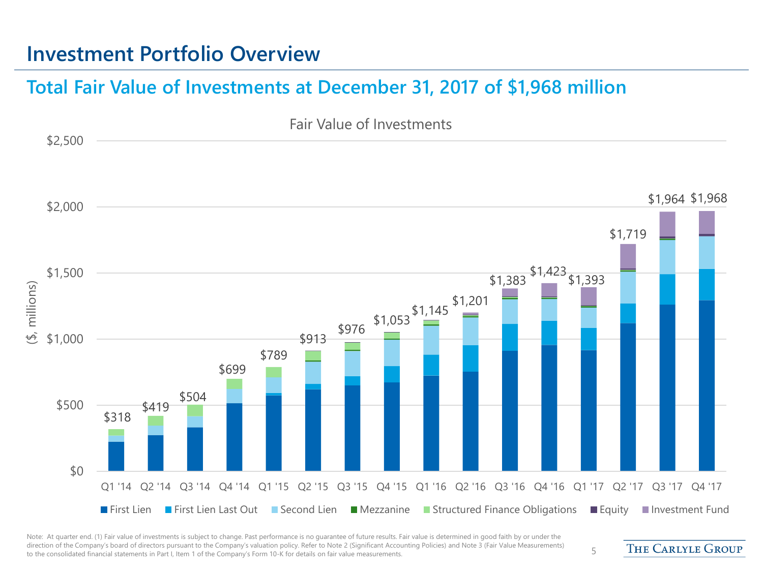# Investment Portfolio Overview

## Total Fair Value of Investments at December 31, 2017 of $1,968 million

Fair Value of Investments

($, millions)

| Quarter | Total Fair Value |
|---|---|
| Q1 '14 | $318 |
| Q2 '14 | $419 |
| Q3 '14 | $504 |
| Q4 '14 | $699 |
| Q1 '15 | $789 |
| Q2 '15 | $913 |
| Q3 '15 | $976 |
| Q4 '15 | $1,053 |
| Q1 '16 | $1,145 |
| Q2 '16 | $1,201 |
| Q3 '16 | $1,383 |
| Q4 '16 | $1,423 |
| Q1 '17 | $1,393 |
| Q2 '17 | $1,719 |
| Q3 '17 | $1,964 |
| Q4 '17 | $1,968 |

First Lien | First Lien Last Out | Second Lien | Mezzanine | Structured Finance Obligations | Equity | Investment Fund

Note: At quarter end. (1) Fair value of investments is subject to change. Past performance is no guarantee of future results. Fair value is determined in good faith by or under the direction of the Company's board of directors pursuant to the Company's valuation policy. Refer to Note 2 (Significant Accounting Policies) and Note 3 (Fair Value Measurements) to the consolidated financial statements in Part I, Item 1 of the Company's Form 10-K for details on fair value measurements.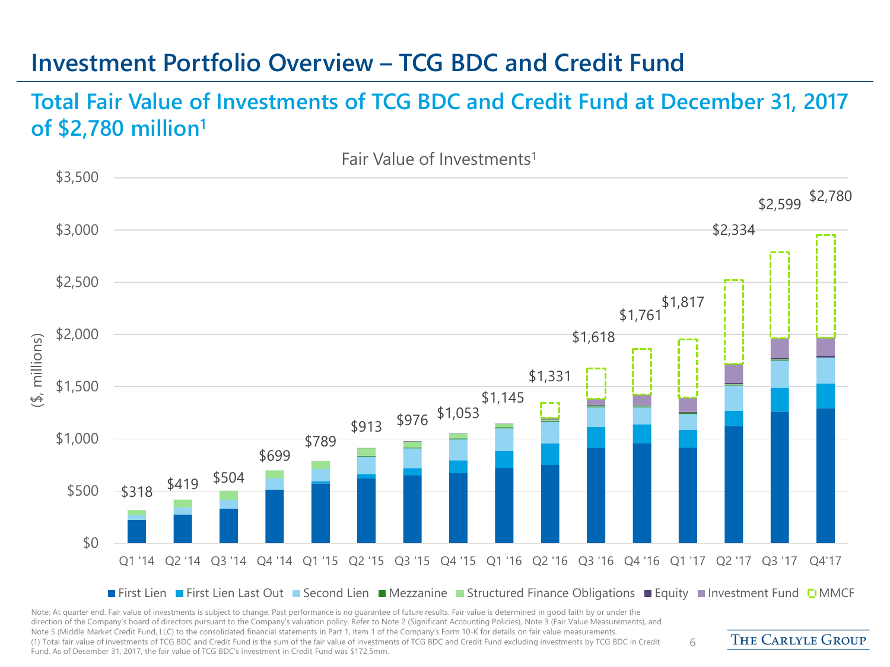# Investment Portfolio Overview – TCG BDC and Credit Fund

## Total Fair Value of Investments of TCG BDC and Credit Fund at December 31, 2017 of $2,780 million[1]

Fair Value of Investments[1]

($, millions)

| Quarter | Total |
|---|---|
| Q1 '14 | $318 |
| Q2 '14 | $419 |
| Q3 '14 | $504 |
| Q4 '14 | $699 |
| Q1 '15 | $789 |
| Q2 '15 | $913 |
| Q3 '15 | $976 |
| Q4 '15 | $1,053 |
| Q1 '16 | $1,145 |
| Q2 '16 | $1,331 |
| Q3 '16 | $1,618 |
| Q4 '16 | $1,761 |
| Q1 '17 | $1,817 |
| Q2 '17 | $2,334 |
| Q3 '17 | $2,599 |
| Q4'17 | $2,780 |

First Lien | First Lien Last Out | Second Lien | Mezzanine | Structured Finance Obligations | Equity | Investment Fund | MMCF

Note: At quarter end. Fair value of investments is subject to change. Past performance is no guarantee of future results. Fair value is determined in good faith by or under the direction of the Company's board of directors pursuant to the Company's valuation policy. Refer to Note 2 (Significant Accounting Policies), Note 3 (Fair Value Measurements), and Note 5 (Middle Market Credit Fund, LLC) to the consolidated financial statements in Part 1, Item 1 of the Company's Form 10-K for details on fair value measurements.

(1) Total fair value of investments of TCG BDC and Credit Fund is the sum of the fair value of investments of TCG BDC and Credit Fund excluding investments by TCG BDC in Credit Fund. As of December 31, 2017, the fair value of TCG BDC's investment in Credit Fund was $172.5mm.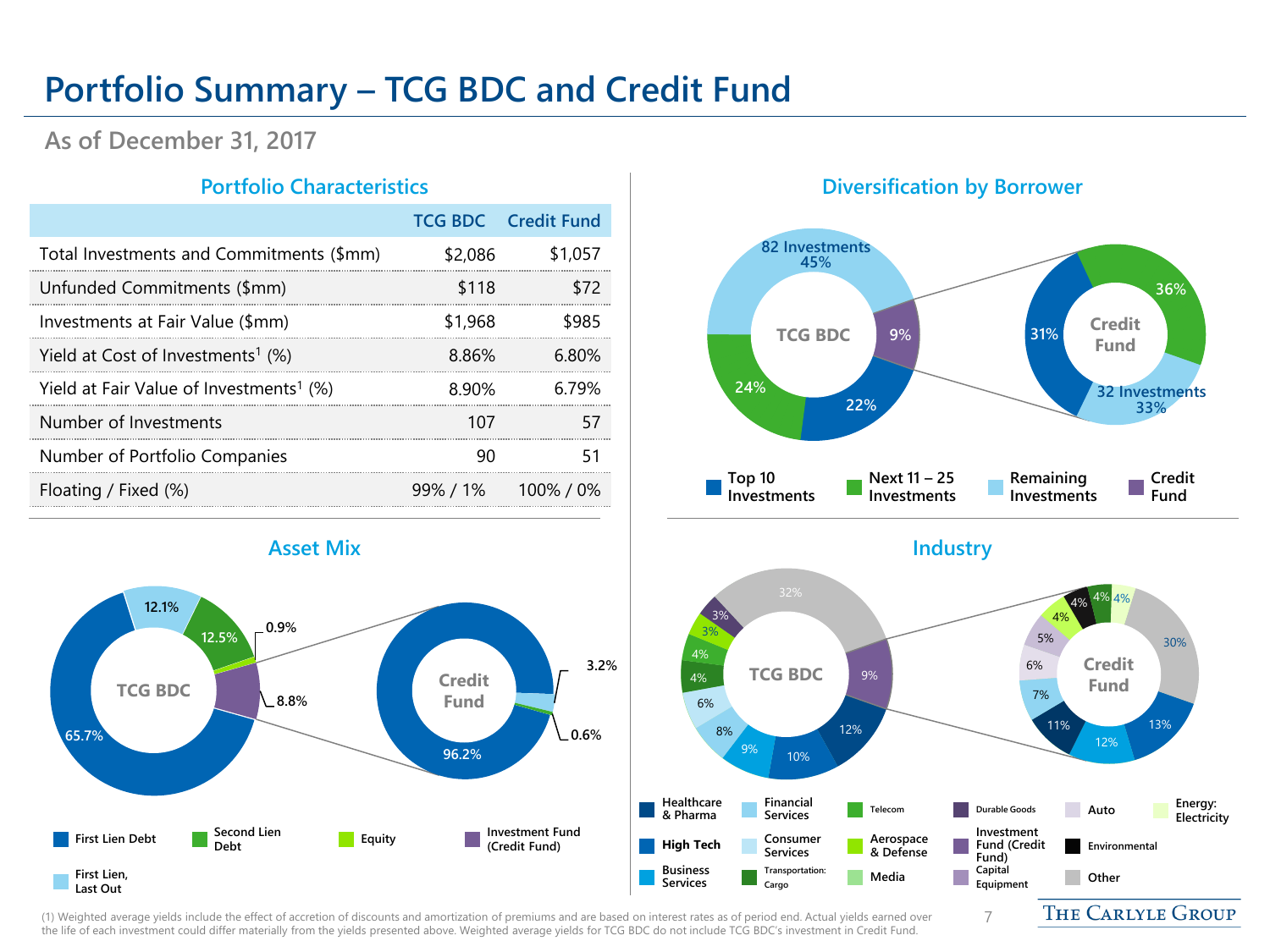# Portfolio Summary – TCG BDC and Credit Fund

## As of December 31, 2017

### Portfolio Characteristics

| | TCG BDC | Credit Fund |
|---|---|---|
| Total Investments and Commitments ($mm) | $2,086 | $1,057 |
| Unfunded Commitments ($mm) | $118 | $72 |
| Investments at Fair Value ($mm) | $1,968 | $985 |
| Yield at Cost of Investments[1] (%) | 8.86% | 6.80% |
| Yield at Fair Value of Investments[1] (%) | 8.90% | 6.79% |
| Number of Investments | 107 | 57 |
| Number of Portfolio Companies | 90 | 51 |
| Floating / Fixed (%) | 99% / 1% | 100% / 0% |

### Diversification by Borrower

TCG BDC: Top 10 Investments 22%; Next 11 – 25 Investments 24%; Remaining Investments (82 Investments) 45%; Credit Fund 9%

Credit Fund: Top 10 Investments 31%; Next 11 – 25 Investments 36%; Remaining Investments (32 Investments) 33%

### Asset Mix

TCG BDC: First Lien Debt 65.7%; First Lien, Last Out 12.1%; Second Lien Debt 12.5%; Equity 0.9%; Investment Fund (Credit Fund) 8.8%

Credit Fund: First Lien Debt 96.2%; First Lien, Last Out 3.2%; Second Lien Debt 0.6%

### Industry

TCG BDC: Other 32%; Investment Fund (Credit Fund) 9%; Healthcare & Pharma 12%; High Tech 10%; Business Services 9%; Financial Services 8%; Consumer Services 6%; Transportation: Cargo 4%; Telecom 4%; Aerospace & Defense 3%; Durable Goods 3%

Credit Fund: Other 30%; High Tech 13%; Business Services 12%; Healthcare & Pharma 11%; Financial Services 7%; Auto 6%; Capital Equipment 5%; Aerospace & Defense 4%; Environmental 4%; Transportation: Cargo 4%; Energy: Electricity 4%

(1) Weighted average yields include the effect of accretion of discounts and amortization of premiums and are based on interest rates as of period end. Actual yields earned over the life of each investment could differ materially from the yields presented above. Weighted average yields for TCG BDC do not include TCG BDC's investment in Credit Fund.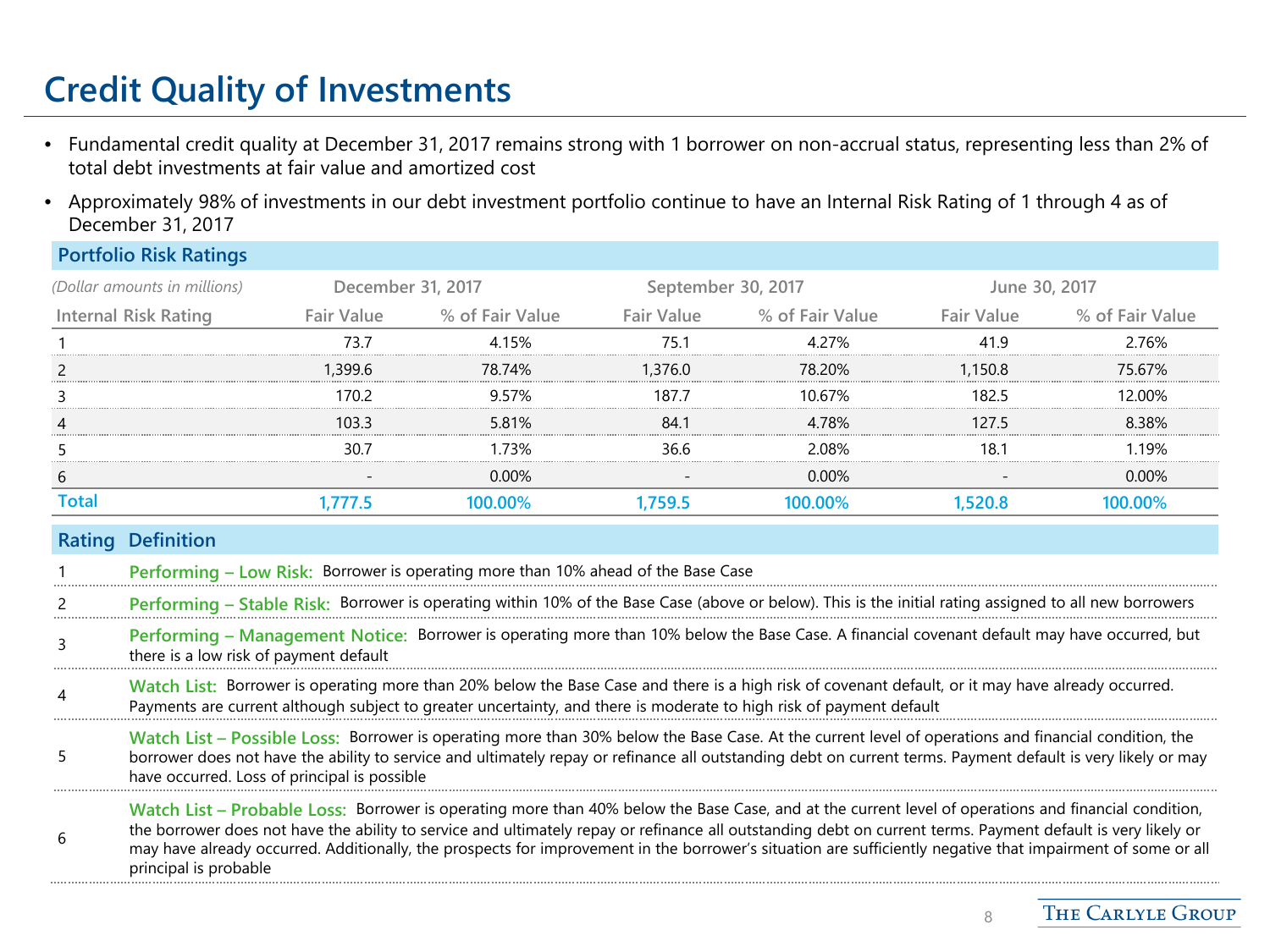# Credit Quality of Investments

- Fundamental credit quality at December 31, 2017 remains strong with 1 borrower on non-accrual status, representing less than 2% of total debt investments at fair value and amortized cost
- Approximately 98% of investments in our debt investment portfolio continue to have an Internal Risk Rating of 1 through 4 as of December 31, 2017

## Portfolio Risk Ratings

| *(Dollar amounts in millions)* | December 31, 2017 | | September 30, 2017 | | June 30, 2017 | |
|---|---|---|---|---|---|---|
| Internal Risk Rating | Fair Value | % of Fair Value | Fair Value | % of Fair Value | Fair Value | % of Fair Value |
| 1 | 73.7 | 4.15% | 75.1 | 4.27% | 41.9 | 2.76% |
| 2 | 1,399.6 | 78.74% | 1,376.0 | 78.20% | 1,150.8 | 75.67% |
| 3 | 170.2 | 9.57% | 187.7 | 10.67% | 182.5 | 12.00% |
| 4 | 103.3 | 5.81% | 84.1 | 4.78% | 127.5 | 8.38% |
| 5 | 30.7 | 1.73% | 36.6 | 2.08% | 18.1 | 1.19% |
| 6 | - | 0.00% | - | 0.00% | - | 0.00% |
| **Total** | **1,777.5** | **100.00%** | **1,759.5** | **100.00%** | **1,520.8** | **100.00%** |

| Rating | Definition |
|---|---|
| 1 | **Performing – Low Risk:** Borrower is operating more than 10% ahead of the Base Case |
| 2 | **Performing – Stable Risk:** Borrower is operating within 10% of the Base Case (above or below). This is the initial rating assigned to all new borrowers |
| 3 | **Performing – Management Notice:** Borrower is operating more than 10% below the Base Case. A financial covenant default may have occurred, but there is a low risk of payment default |
| 4 | **Watch List:** Borrower is operating more than 20% below the Base Case and there is a high risk of covenant default, or it may have already occurred. Payments are current although subject to greater uncertainty, and there is moderate to high risk of payment default |
| 5 | **Watch List – Possible Loss:** Borrower is operating more than 30% below the Base Case. At the current level of operations and financial condition, the borrower does not have the ability to service and ultimately repay or refinance all outstanding debt on current terms. Payment default is very likely or may have occurred. Loss of principal is possible |
| 6 | **Watch List – Probable Loss:** Borrower is operating more than 40% below the Base Case, and at the current level of operations and financial condition, the borrower does not have the ability to service and ultimately repay or refinance all outstanding debt on current terms. Payment default is very likely or may have already occurred. Additionally, the prospects for improvement in the borrower's situation are sufficiently negative that impairment of some or all principal is probable |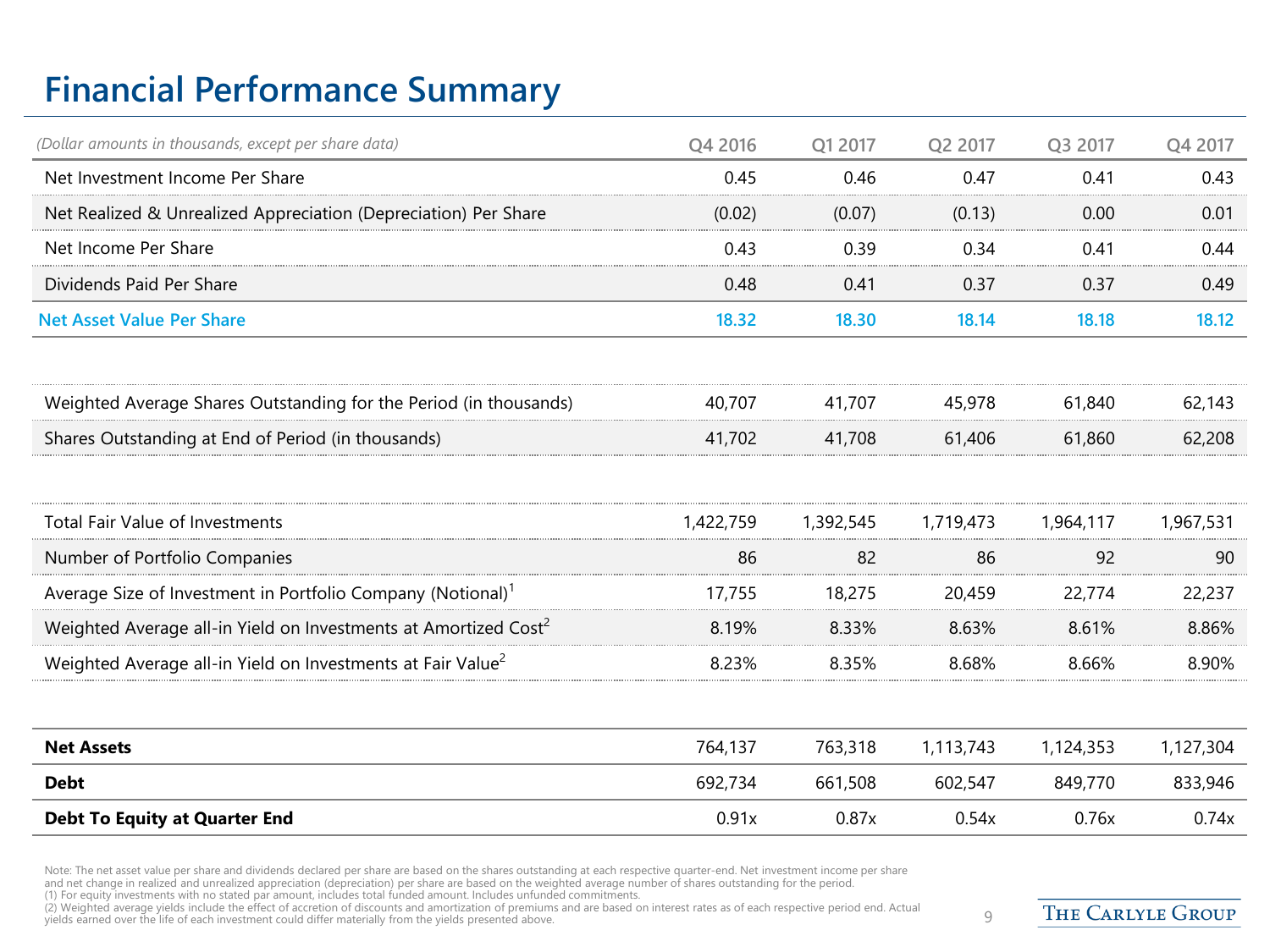# Financial Performance Summary

| *(Dollar amounts in thousands, except per share data)* | Q4 2016 | Q1 2017 | Q2 2017 | Q3 2017 | Q4 2017 |
|---|---|---|---|---|---|
| Net Investment Income Per Share | 0.45 | 0.46 | 0.47 | 0.41 | 0.43 |
| Net Realized & Unrealized Appreciation (Depreciation) Per Share | (0.02) | (0.07) | (0.13) | 0.00 | 0.01 |
| Net Income Per Share | 0.43 | 0.39 | 0.34 | 0.41 | 0.44 |
| Dividends Paid Per Share | 0.48 | 0.41 | 0.37 | 0.37 | 0.49 |
| **Net Asset Value Per Share** | **18.32** | **18.30** | **18.14** | **18.18** | **18.12** |
| | | | | | |
| Weighted Average Shares Outstanding for the Period (in thousands) | 40,707 | 41,707 | 45,978 | 61,840 | 62,143 |
| Shares Outstanding at End of Period (in thousands) | 41,702 | 41,708 | 61,406 | 61,860 | 62,208 |
| | | | | | |
| Total Fair Value of Investments | 1,422,759 | 1,392,545 | 1,719,473 | 1,964,117 | 1,967,531 |
| Number of Portfolio Companies | 86 | 82 | 86 | 92 | 90 |
| Average Size of Investment in Portfolio Company (Notional)[1] | 17,755 | 18,275 | 20,459 | 22,774 | 22,237 |
| Weighted Average all-in Yield on Investments at Amortized Cost[2] | 8.19% | 8.33% | 8.63% | 8.61% | 8.86% |
| Weighted Average all-in Yield on Investments at Fair Value[2] | 8.23% | 8.35% | 8.68% | 8.66% | 8.90% |
| | | | | | |
| **Net Assets** | 764,137 | 763,318 | 1,113,743 | 1,124,353 | 1,127,304 |
| **Debt** | 692,734 | 661,508 | 602,547 | 849,770 | 833,946 |
| **Debt To Equity at Quarter End** | 0.91x | 0.87x | 0.54x | 0.76x | 0.74x |

Note: The net asset value per share and dividends declared per share are based on the shares outstanding at each respective quarter-end. Net investment income per share and net change in realized and unrealized appreciation (depreciation) per share are based on the weighted average number of shares outstanding for the period.
(1) For equity investments with no stated par amount, includes total funded amount. Includes unfunded commitments.
(2) Weighted average yields include the effect of accretion of discounts and amortization of premiums and are based on interest rates as of each respective period end. Actual yields earned over the life of each investment could differ materially from the yields presented above.

THE CARLYLE GROUP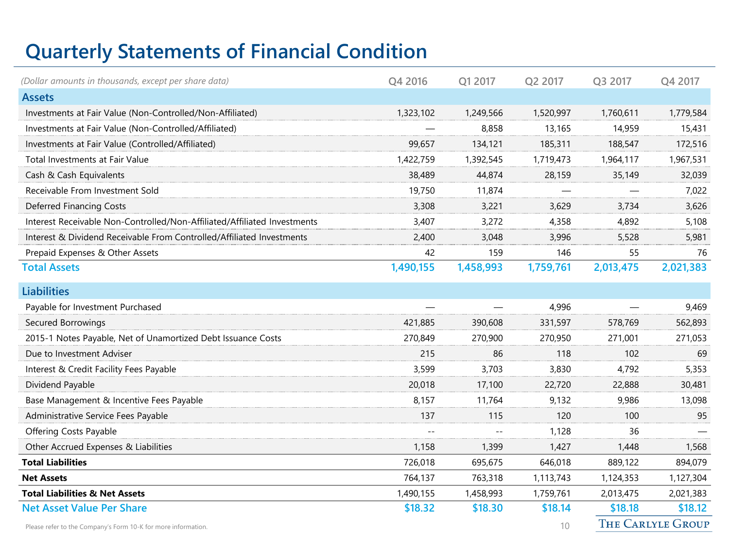# Quarterly Statements of Financial Condition

| *(Dollar amounts in thousands, except per share data)* | Q4 2016 | Q1 2017 | Q2 2017 | Q3 2017 | Q4 2017 |
|---|---|---|---|---|---|
| **Assets** | | | | | |
| Investments at Fair Value (Non-Controlled/Non-Affiliated) | 1,323,102 | 1,249,566 | 1,520,997 | 1,760,611 | 1,779,584 |
| Investments at Fair Value (Non-Controlled/Affiliated) | — | 8,858 | 13,165 | 14,959 | 15,431 |
| Investments at Fair Value (Controlled/Affiliated) | 99,657 | 134,121 | 185,311 | 188,547 | 172,516 |
| Total Investments at Fair Value | 1,422,759 | 1,392,545 | 1,719,473 | 1,964,117 | 1,967,531 |
| Cash & Cash Equivalents | 38,489 | 44,874 | 28,159 | 35,149 | 32,039 |
| Receivable From Investment Sold | 19,750 | 11,874 | — | — | 7,022 |
| Deferred Financing Costs | 3,308 | 3,221 | 3,629 | 3,734 | 3,626 |
| Interest Receivable Non-Controlled/Non-Affiliated/Affiliated Investments | 3,407 | 3,272 | 4,358 | 4,892 | 5,108 |
| Interest & Dividend Receivable From Controlled/Affiliated Investments | 2,400 | 3,048 | 3,996 | 5,528 | 5,981 |
| Prepaid Expenses & Other Assets | 42 | 159 | 146 | 55 | 76 |
| **Total Assets** | **1,490,155** | **1,458,993** | **1,759,761** | **2,013,475** | **2,021,383** |
| **Liabilities** | | | | | |
| Payable for Investment Purchased | — | — | 4,996 | — | 9,469 |
| Secured Borrowings | 421,885 | 390,608 | 331,597 | 578,769 | 562,893 |
| 2015-1 Notes Payable, Net of Unamortized Debt Issuance Costs | 270,849 | 270,900 | 270,950 | 271,001 | 271,053 |
| Due to Investment Adviser | 215 | 86 | 118 | 102 | 69 |
| Interest & Credit Facility Fees Payable | 3,599 | 3,703 | 3,830 | 4,792 | 5,353 |
| Dividend Payable | 20,018 | 17,100 | 22,720 | 22,888 | 30,481 |
| Base Management & Incentive Fees Payable | 8,157 | 11,764 | 9,132 | 9,986 | 13,098 |
| Administrative Service Fees Payable | 137 | 115 | 120 | 100 | 95 |
| Offering Costs Payable | -- | -- | 1,128 | 36 | — |
| Other Accrued Expenses & Liabilities | 1,158 | 1,399 | 1,427 | 1,448 | 1,568 |
| **Total Liabilities** | 726,018 | 695,675 | 646,018 | 889,122 | 894,079 |
| **Net Assets** | 764,137 | 763,318 | 1,113,743 | 1,124,353 | 1,127,304 |
| **Total Liabilities & Net Assets** | 1,490,155 | 1,458,993 | 1,759,761 | 2,013,475 | 2,021,383 |
| **Net Asset Value Per Share** | **$18.32** | **$18.30** | **$18.14** | **$18.18** | **$18.12** |

Please refer to the Company's Form 10-K for more information.

The Carlyle Group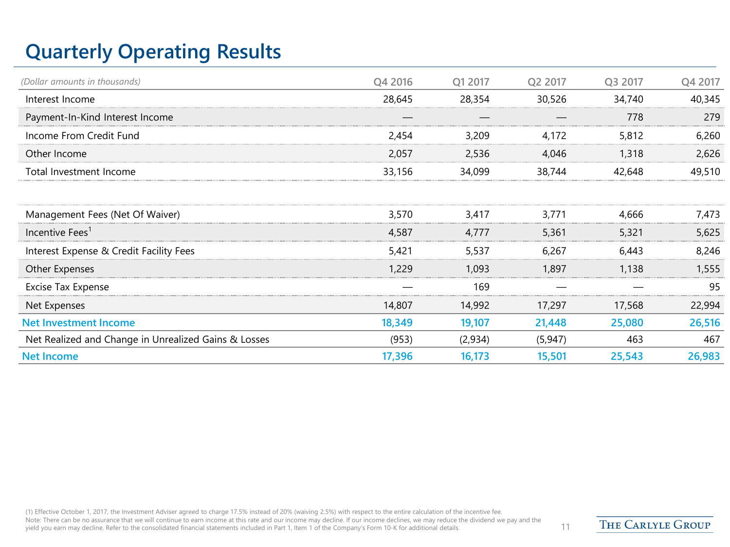# Quarterly Operating Results

| *(Dollar amounts in thousands)* | Q4 2016 | Q1 2017 | Q2 2017 | Q3 2017 | Q4 2017 |
|---|---|---|---|---|---|
| Interest Income | 28,645 | 28,354 | 30,526 | 34,740 | 40,345 |
| Payment-In-Kind Interest Income | — | — | — | 778 | 279 |
| Income From Credit Fund | 2,454 | 3,209 | 4,172 | 5,812 | 6,260 |
| Other Income | 2,057 | 2,536 | 4,046 | 1,318 | 2,626 |
| Total Investment Income | 33,156 | 34,099 | 38,744 | 42,648 | 49,510 |
| | | | | | |
| Management Fees (Net Of Waiver) | 3,570 | 3,417 | 3,771 | 4,666 | 7,473 |
| Incentive Fees[1] | 4,587 | 4,777 | 5,361 | 5,321 | 5,625 |
| Interest Expense & Credit Facility Fees | 5,421 | 5,537 | 6,267 | 6,443 | 8,246 |
| Other Expenses | 1,229 | 1,093 | 1,897 | 1,138 | 1,555 |
| Excise Tax Expense | — | 169 | — | — | 95 |
| Net Expenses | 14,807 | 14,992 | 17,297 | 17,568 | 22,994 |
| **Net Investment Income** | **18,349** | **19,107** | **21,448** | **25,080** | **26,516** |
| Net Realized and Change in Unrealized Gains & Losses | (953) | (2,934) | (5,947) | 463 | 467 |
| **Net Income** | **17,396** | **16,173** | **15,501** | **25,543** | **26,983** |

(1) Effective October 1, 2017, the Investment Adviser agreed to charge 17.5% instead of 20% (waiving 2.5%) with respect to the entire calculation of the incentive fee.
Note: There can be no assurance that we will continue to earn income at this rate and our income may decline. If our income declines, we may reduce the dividend we pay and the yield you earn may decline. Refer to the consolidated financial statements included in Part 1, Item 1 of the Company's Form 10-K for additional details.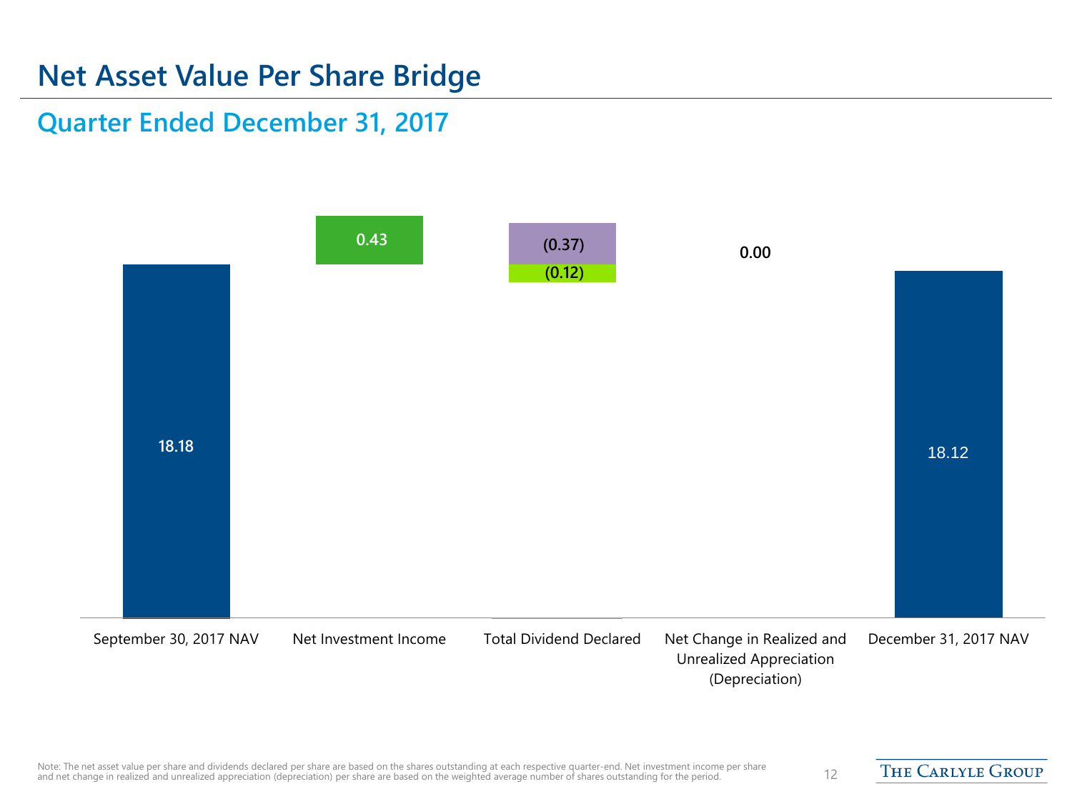# Net Asset Value Per Share Bridge

## Quarter Ended December 31, 2017

| September 30, 2017 NAV | Net Investment Income | Total Dividend Declared | Net Change in Realized and Unrealized Appreciation (Depreciation) | December 31, 2017 NAV |
|---|---|---|---|---|
| 18.18 | 0.43 | (0.37) (0.12) | 0.00 | 18.12 |

Note: The net asset value per share and dividends declared per share are based on the shares outstanding at each respective quarter-end. Net investment income per share and net change in realized and unrealized appreciation (depreciation) per share are based on the weighted average number of shares outstanding for the period.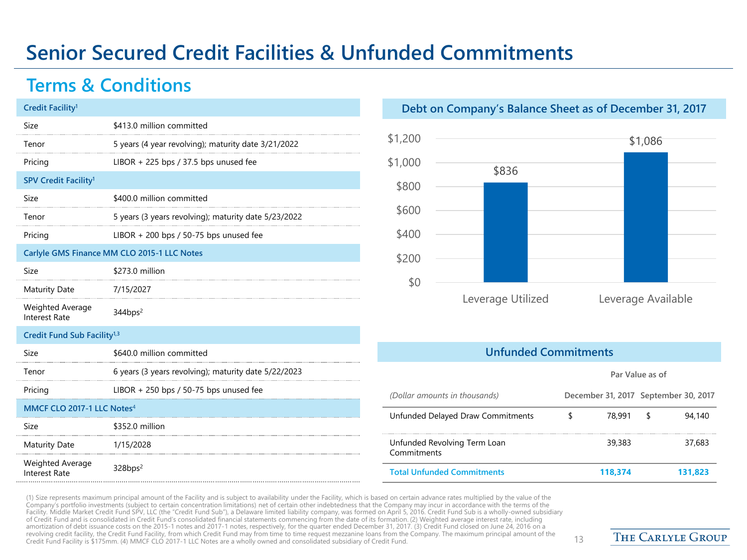# Senior Secured Credit Facilities & Unfunded Commitments

## Terms & Conditions

| Credit Facility[1] | |
|---|---|
| Size | $413.0 million committed |
| Tenor | 5 years (4 year revolving); maturity date 3/21/2022 |
| Pricing | LIBOR + 225 bps / 37.5 bps unused fee |
| **SPV Credit Facility[1]** | |
| Size | $400.0 million committed |
| Tenor | 5 years (3 years revolving); maturity date 5/23/2022 |
| Pricing | LIBOR + 200 bps / 50-75 bps unused fee |
| **Carlyle GMS Finance MM CLO 2015-1 LLC Notes** | |
| Size | $273.0 million |
| Maturity Date | 7/15/2027 |
| Weighted Average Interest Rate | 344bps[2] |
| **Credit Fund Sub Facility[1,3]** | |
| Size | $640.0 million committed |
| Tenor | 6 years (3 years revolving); maturity date 5/22/2023 |
| Pricing | LIBOR + 250 bps / 50-75 bps unused fee |
| **MMCF CLO 2017-1 LLC Notes[4]** | |
| Size | $352.0 million |
| Maturity Date | 1/15/2028 |
| Weighted Average Interest Rate | 328bps[2] |

### Debt on Company's Balance Sheet as of December 31, 2017

| | Amount |
|---|---|
| Leverage Utilized | $836 |
| Leverage Available | $1,086 |

### Unfunded Commitments

| *(Dollar amounts in thousands)* | Par Value as of December 31, 2017 | Par Value as of September 30, 2017 |
|---|---|---|
| Unfunded Delayed Draw Commitments | $ 78,991 | $ 94,140 |
| Unfunded Revolving Term Loan Commitments | 39,383 | 37,683 |
| **Total Unfunded Commitments** | **118,374** | **131,823** |

(1) Size represents maximum principal amount of the Facility and is subject to availability under the Facility, which is based on certain advance rates multiplied by the value of the Company's portfolio investments (subject to certain concentration limitations) net of certain other indebtedness that the Company may incur in accordance with the terms of the Facility. Middle Market Credit Fund SPV, LLC (the "Credit Fund Sub"), a Delaware limited liability company, was formed on April 5, 2016. Credit Fund Sub is a wholly-owned subsidiary of Credit Fund and is consolidated in Credit Fund's consolidated financial statements commencing from the date of its formation. (2) Weighted average interest rate, including amortization of debt issuance costs on the 2015-1 notes and 2017-1 notes, respectively, for the quarter ended December 31, 2017. (3) Credit Fund closed on June 24, 2016 on a revolving credit facility, the Credit Fund Facility, from which Credit Fund may from time to time request mezzanine loans from the Company. The maximum principal amount of the Credit Fund Facility is $175mm. (4) MMCF CLO 2017-1 LLC Notes are a wholly owned and consolidated subsidiary of Credit Fund.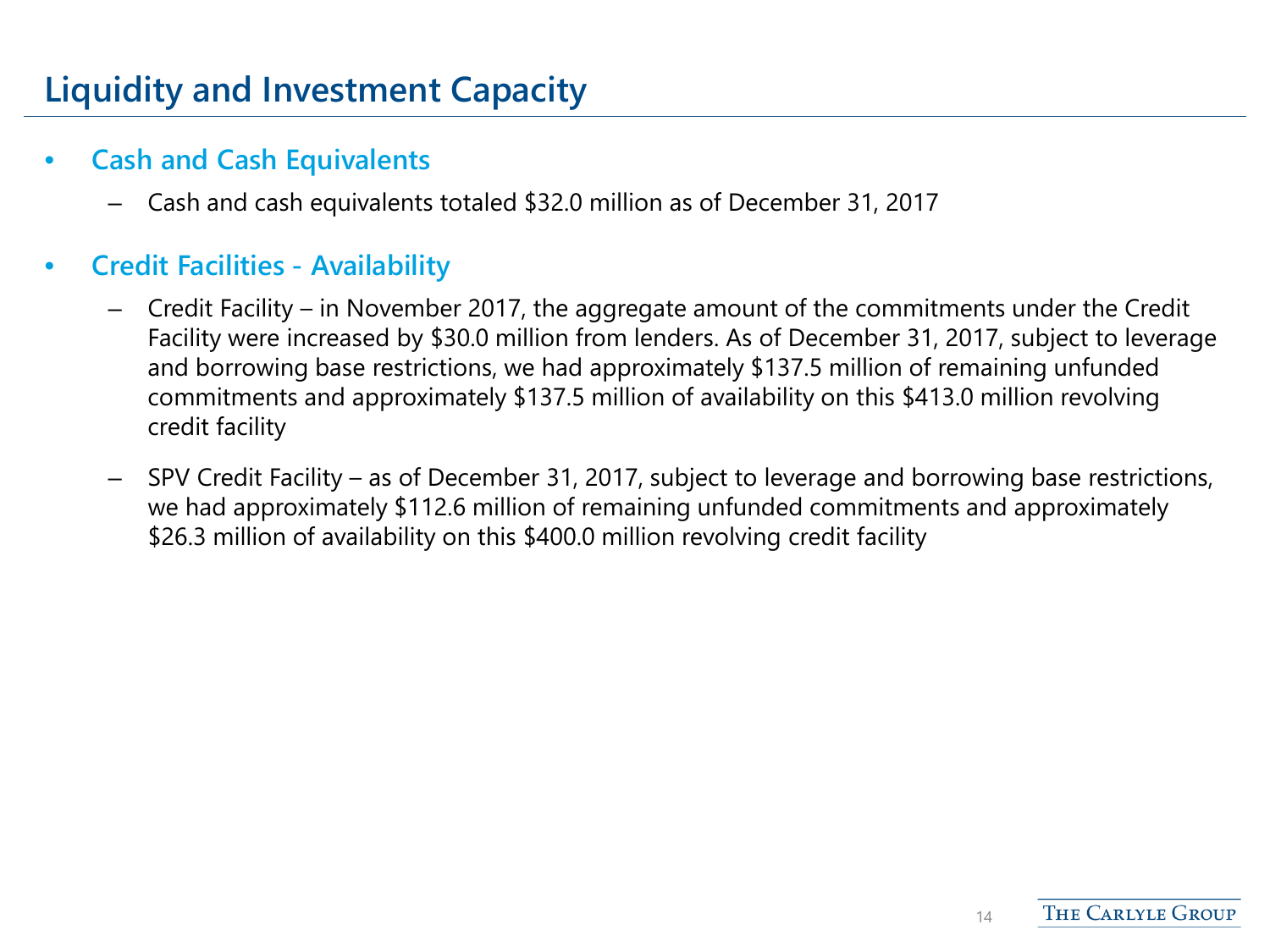# Liquidity and Investment Capacity

- **Cash and Cash Equivalents**
  - Cash and cash equivalents totaled $32.0 million as of December 31, 2017
- **Credit Facilities - Availability**
  - Credit Facility – in November 2017, the aggregate amount of the commitments under the Credit Facility were increased by $30.0 million from lenders. As of December 31, 2017, subject to leverage and borrowing base restrictions, we had approximately $137.5 million of remaining unfunded commitments and approximately $137.5 million of availability on this $413.0 million revolving credit facility
  - SPV Credit Facility – as of December 31, 2017, subject to leverage and borrowing base restrictions, we had approximately $112.6 million of remaining unfunded commitments and approximately $26.3 million of availability on this $400.0 million revolving credit facility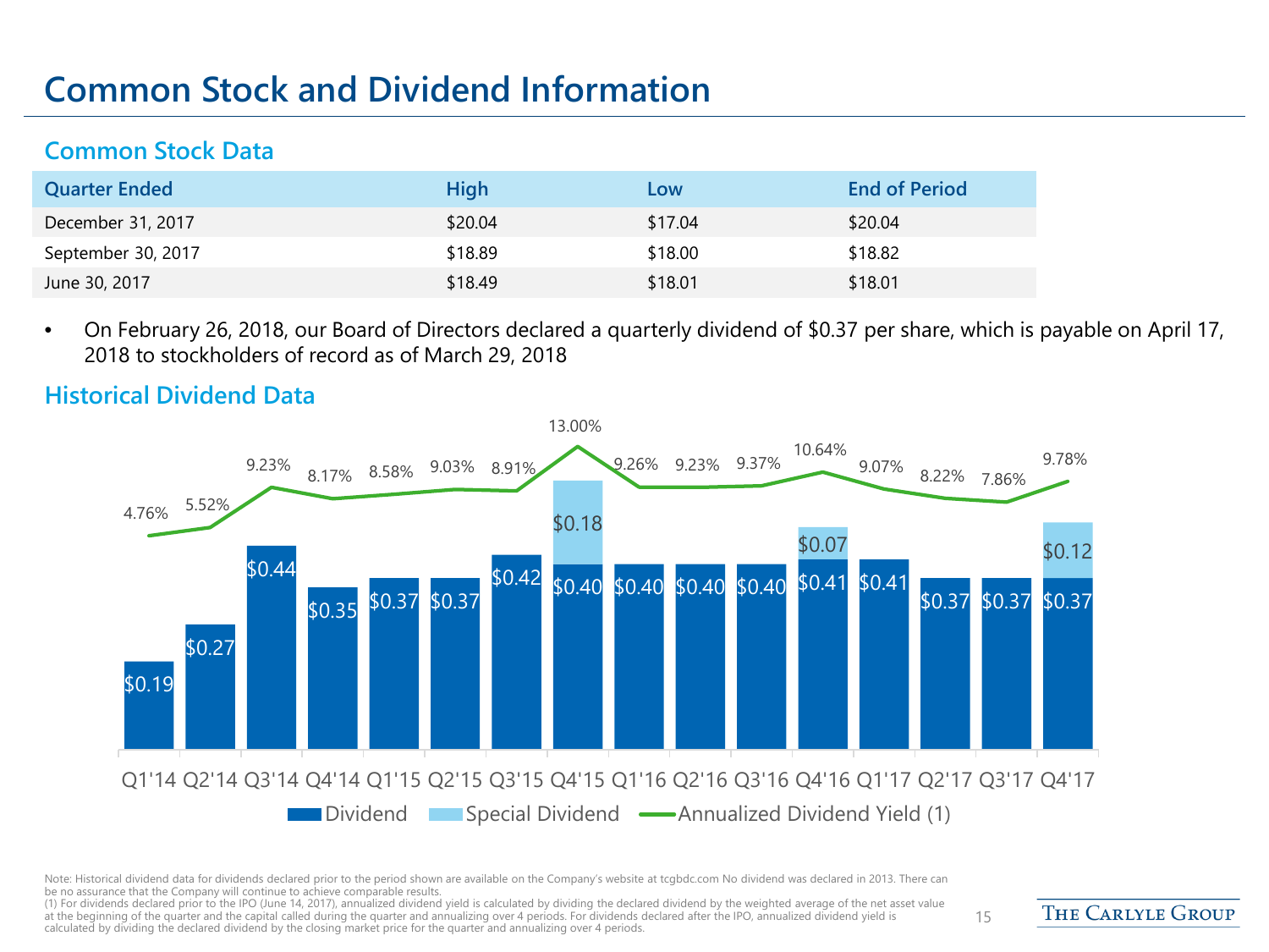# Common Stock and Dividend Information

## Common Stock Data

| Quarter Ended | High | Low | End of Period |
| --- | --- | --- | --- |
| December 31, 2017 | $20.04 | $17.04 | $20.04 |
| September 30, 2017 | $18.89 | $18.00 | $18.82 |
| June 30, 2017 | $18.49 | $18.01 | $18.01 |

- On February 26, 2018, our Board of Directors declared a quarterly dividend of $0.37 per share, which is payable on April 17, 2018 to stockholders of record as of March 29, 2018

## Historical Dividend Data

Q1'14 Q2'14 Q3'14 Q4'14 Q1'15 Q2'15 Q3'15 Q4'15 Q1'16 Q2'16 Q3'16 Q4'16 Q1'17 Q2'17 Q3'17 Q4'17

$0.19 $0.27 $0.44 $0.35 $0.37 $0.37 $0.42 $0.40 $0.40 $0.40 $0.40 $0.41 $0.41 $0.37 $0.37 $0.37

$0.18 $0.07 $0.12

4.76% 5.52% 9.23% 8.17% 8.58% 9.03% 8.91% 13.00% 9.26% 9.23% 9.37% 10.64% 9.07% 8.22% 7.86% 9.78%

Dividend Special Dividend Annualized Dividend Yield (1)

Note: Historical dividend data for dividends declared prior to the period shown are available on the Company's website at tcgbdc.com No dividend was declared in 2013. There can be no assurance that the Company will continue to achieve comparable results.
(1) For dividends declared prior to the IPO (June 14, 2017), annualized dividend yield is calculated by dividing the declared dividend by the weighted average of the net asset value at the beginning of the quarter and the capital called during the quarter and annualizing over 4 periods. For dividends declared after the IPO, annualized dividend yield is calculated by dividing the declared dividend by the closing market price for the quarter and annualizing over 4 periods.